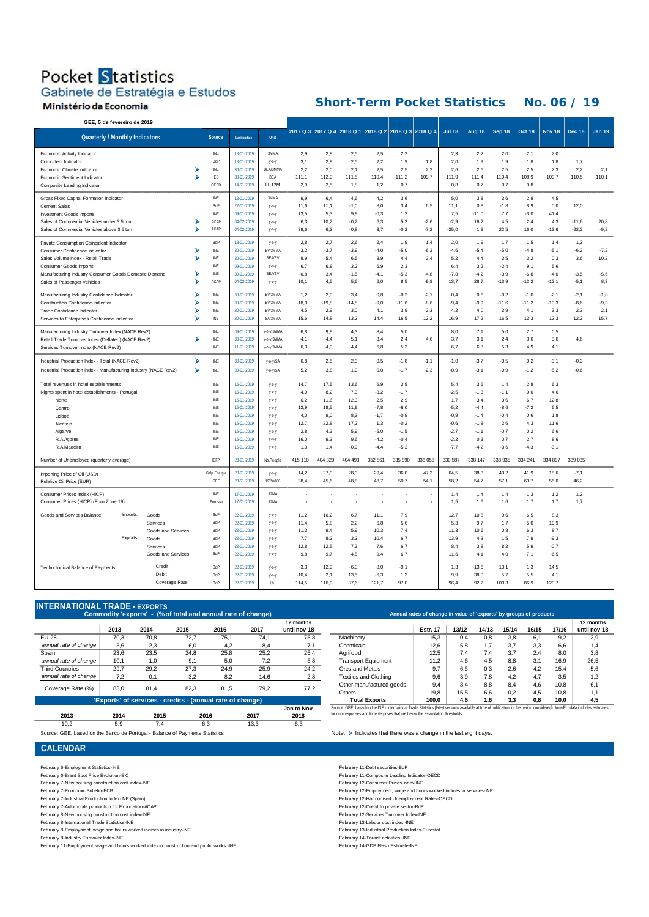# Pocket Statistics

## Gabinete de Estratégia e Estudos

### Ministério da Economia

## Short-Term Pocket Statistics No. 06 / 19

GEE, 5 de fevereiro de 2019

| Quarterly / Monthly Indicators | Source | Last update | Unit | 2017 Q 3 | 2017 Q 4 | 2018 Q 1 | 2018 Q 2 | 2018 Q 3 | 2018 Q 4 | Jul 18 | Aug 18 | Sep 18 | Oct 18 | Nov 18 | Dec 18 | Jan 19 |
|---|---|---|---|---|---|---|---|---|---|---|---|---|---|---|---|---|
| Economic Activity Indicator | INE | 18-01-2019 | 3MMA | 2,9 | 2,8 | 2,5 | 2,5 | 2,2 | | 2,3 | 2,2 | 2,0 | 2,1 | 2,0 | | |
| Coincident Indicator | BdP | 18-01-2019 | y-o-y | 3,1 | 2,9 | 2,5 | 2,2 | 1,9 | 1,8 | 2,0 | 1,9 | 1,9 | 1,8 | 1,8 | 1,7 | |
| Economic Climate Indicator ➤ | INE | 30-01-2019 | BEA/3MMA | 2,2 | 2,0 | 2,1 | 2,5 | 2,5 | 2,2 | 2,6 | 2,6 | 2,5 | 2,5 | 2,3 | 2,2 | 2,1 |
| Economic Sentiment Indicator ➤ | EC | 30-01-2019 | BEA | 111,1 | 112,9 | 111,5 | 110,4 | 111,2 | 109,7 | 111,9 | 111,4 | 110,4 | 108,9 | 109,7 | 110,5 | 110,1 |
| Composite Leading Indicator | OECD | 14-01-2019 | LI 12M | 2,9 | 2,5 | 1,8 | 1,2 | 0,7 | | 0,8 | 0,7 | 0,7 | 0,8 | | | |
| Gross Fixed Capital Formation Indicator | INE | 18-01-2019 | 3MMA | 9,9 | 6,4 | 4,6 | 4,2 | 3,6 | | 5,0 | 3,8 | 3,6 | 2,9 | 4,5 | | |
| Cement Sales | BdP | 22-01-2019 | y-o-y | 11,6 | 11,1 | -1,0 | 8,0 | 3,4 | 6,5 | 11,1 | 0,8 | -1,8 | 8,9 | 0,0 | 12,0 | |
| Investment Goods Imports | INE | 09-01-2019 | y-o-y | 13,5 | 5,3 | 9,9 | -0,3 | 1,2 | | 7,5 | -11,0 | 7,7 | -3,0 | 41,4 | | |
| Sales of Commercial Vehicles under 3.5 ton ➤ | ACAP | 04-02-2019 | y-o-y | 6,3 | 10,2 | -0,2 | 6,3 | 5,3 | -2,6 | -2,9 | 16,2 | 4,5 | 2,4 | 4,3 | -11,6 | 20,8 |
| Sales of Commercial Vehicles above 3.5 ton ➤ | ACAP | 04-02-2019 | y-o-y | 39,6 | 6,3 | -0,8 | 3,7 | -0,2 | -7,2 | -25,0 | 1,8 | 22,5 | 16,0 | -13,6 | -22,2 | -9,2 |
| Private Consumption Coincident Indicator | BdP | 18-01-2019 | y-o-y | 2,8 | 2,7 | 2,6 | 2,4 | 1,9 | 1,4 | 2,0 | 1,9 | 1,7 | 1,5 | 1,4 | 1,2 | |
| Consumer Confidence Indicator ➤ | INE | 30-01-2019 | EV/3MMA | -3,2 | -3,7 | -3,9 | -4,0 | -5,0 | -6,2 | -4,6 | -5,4 | -5,0 | -4,8 | -5,1 | -6,2 | -7,2 |
| Sales Volume Index - Retail Trade ➤ | INE | 30-01-2019 | BEA/EV | 8,9 | 5,4 | 6,5 | 3,9 | 4,4 | 2,4 | 5,2 | 4,4 | 3,5 | 3,2 | 0,3 | 3,6 | 10,2 |
| Consumer Goods Imports | INE | 09-01-2019 | y-o-y | 6,7 | 6,8 | 3,2 | 6,9 | 2,3 | | 6,4 | 3,2 | -2,4 | 9,1 | 5,6 | | |
| Manufacturing Industry Consumer Goods Domestic Demand ➤ | INE | 30-01-2019 | BEA/EV | -0,8 | 3,4 | -1,5 | -4,1 | -5,3 | -4,8 | -7,8 | -4,2 | -3,9 | -6,8 | -4,0 | -3,5 | -5,6 |
| Sales of Passenger Vehicles ➤ | ACAP | 04-02-2019 | y-o-y | 10,1 | 4,5 | 5,6 | 6,0 | 8,5 | -9,8 | 13,7 | 28,7 | -13,9 | -12,2 | -12,1 | -5,1 | 8,3 |
| Manufacturing Industry Confidence Indicator ➤ | INE | 30-01-2019 | EV/3MMA | 1,2 | 2,0 | 3,4 | 0,8 | -0,2 | -2,1 | 0,4 | 0,6 | -0,2 | -1,0 | -2,1 | -2,1 | -1,8 |
| Construction Confidence Indicator ➤ | INE | 30-01-2019 | EV/3MMA | -18,0 | -19,8 | -14,5 | -9,0 | -11,6 | -8,6 | -9,4 | -9,9 | -11,6 | -11,2 | -10,3 | -8,6 | -9,3 |
| Trade Confidence Indicator ➤ | INE | 30-01-2019 | EV/3MMA | 4,5 | 2,9 | 3,0 | 4,1 | 3,9 | 2,3 | 4,2 | 4,0 | 3,9 | 4,1 | 3,3 | 2,3 | 2,1 |
| Services to Enterprises Confidence Indicator ➤ | INE | 30-01-2019 | SA/3MMA | 15,6 | 14,8 | 13,2 | 14,4 | 16,5 | 12,2 | 16,9 | 17,2 | 16,5 | 13,3 | 12,3 | 12,2 | 15,7 |
| Manufacturing Industry Turnover Index (NACE Rev2) | INE | 09-01-2019 | y-o-y/3MMA | 6,8 | 9,8 | 4,3 | 8,4 | 5,0 | | 8,0 | 7,1 | 5,0 | 2,7 | 0,5 | | |
| Retail Trade Turnover Index (Deflated) (NACE Rev2) ➤ | INE | 30-01-2019 | y-o-y/3MMA | 4,1 | 4,4 | 5,1 | 3,4 | 2,4 | 4,6 | 3,7 | 3,1 | 2,4 | 3,6 | 3,6 | 4,6 | |
| Services Turnover Index (NACE Rev2) | INE | 11-01-2019 | y-o-y/3MMA | 6,3 | 4,9 | 4,4 | 6,8 | 5,3 | | 6,7 | 6,3 | 5,3 | 4,9 | 4,1 | | |
| Industrial Production Index - Total (NACE Rev2) ➤ | INE | 30-01-2019 | y-o-y/SA | 6,8 | 2,5 | 2,3 | 0,5 | -1,8 | -1,1 | -1,0 | -3,7 | -0,5 | 0,2 | -3,1 | -0,3 | |
| Industrial Production Index - Manufacturing Industry (NACE Rev2) ➤ | INE | 30-01-2019 | y-o-y/SA | 5,2 | 3,8 | 1,9 | 0,0 | -1,7 | -2,3 | -0,9 | -3,1 | -0,9 | -1,2 | -5,2 | -0,6 | |
| Total revenues in hotel establishments | INE | 15-01-2019 | y-o-y | 14,7 | 17,5 | 13,6 | 6,9 | 3,5 | | 5,4 | 3,6 | 1,4 | 2,8 | 6,3 | | |
| Nights spent in hotel establishments - Portugal | INE | 15-01-2019 | y-o-y | 4,9 | 8,2 | 7,3 | -3,2 | -1,7 | | -2,5 | -1,3 | -1,1 | 0,0 | 4,6 | | |
| Norte | INE | 15-01-2019 | y-o-y | 6,2 | 11,6 | 12,3 | 2,5 | 2,9 | | 1,7 | 3,4 | 3,6 | 6,7 | 12,8 | | |
| Centro | INE | 15-01-2019 | y-o-y | 12,9 | 18,5 | 11,9 | -7,8 | -6,0 | | -5,2 | -4,4 | -8,6 | -7,2 | 6,5 | | |
| Lisboa | INE | 15-01-2019 | y-o-y | 4,0 | 9,0 | 8,3 | -1,7 | -0,9 | | -0,9 | -1,4 | -0,4 | 0,6 | 1,8 | | |
| Alentejo | INE | 15-01-2019 | y-o-y | 12,7 | 22,8 | 17,2 | 1,3 | -0,2 | | -0,6 | -1,8 | 2,6 | 4,3 | 11,6 | | |
| Algarve | INE | 15-01-2019 | y-o-y | 2,8 | 4,3 | 5,9 | -5,0 | -1,5 | | -2,7 | -1,1 | -0,7 | 0,2 | 6,6 | | |
| R.A.Açores | INE | 15-01-2019 | y-o-y | 16,0 | 9,3 | 9,6 | -4,2 | -0,4 | | -2,2 | 0,3 | 0,7 | 2,7 | 8,6 | | |
| R.A.Madeira | INE | 15-01-2019 | y-o-y | 1,3 | 1,4 | -0,9 | -4,4 | -5,2 | | -7,7 | -4,2 | -3,6 | -4,3 | -3,1 | | |
| Number of Unemployed (quarterly average) | IEFP | 23-01-2019 | Nb.People | 415 110 | 404 320 | 404 493 | 352 861 | 335 890 | 336 058 | 330 587 | 338 147 | 338 935 | 334 241 | 334 897 | 339 035 | |
| Importing Price of Oil (USD) | Galp Energia | 23-01-2019 | y-o-y | 14,2 | 27,0 | 28,3 | 29,4 | 36,0 | 47,3 | 64,5 | 38,3 | 40,2 | 41,9 | 18,6 | -7,1 | |
| Relative Oil Price (EUR) | GEE | 23-01-2019 | 1979=100 | 38,4 | 45,6 | 48,8 | 48,7 | 50,7 | 54,1 | 58,2 | 54,7 | 57,1 | 63,7 | 56,0 | 46,2 | |
| Consumer Prices Index (HICP) | INE | 17-01-2019 | 12MA | - | - | - | - | - | - | 1,4 | 1,4 | 1,4 | 1,3 | 1,2 | 1,2 | |
| Consumer Prices (HICP) (Euro Zone 19) | Eurostat | 17-01-2019 | 12MA | - | - | - | - | - | - | 1,5 | 1,6 | 1,6 | 1,7 | 1,7 | 1,7 | |
| Goods and Services Balance — Imports: Goods | BdP | 22-01-2019 | y-o-y | 11,2 | 10,2 | 6,7 | 11,1 | 7,9 | | 12,7 | 10,8 | 0,6 | 6,5 | 8,3 | | |
| Imports: Services | BdP | 22-01-2019 | y-o-y | 11,4 | 5,8 | 2,2 | 6,8 | 5,6 | | 5,3 | 9,7 | 1,7 | 5,0 | 10,9 | | |
| Imports: Goods and Services | BdP | 22-01-2019 | y-o-y | 11,3 | 9,4 | 5,9 | 10,3 | 7,4 | | 11,3 | 10,6 | 0,8 | 6,3 | 8,7 | | |
| Exports: Goods | BdP | 22-01-2019 | y-o-y | 7,7 | 8,2 | 3,3 | 10,4 | 6,7 | | 13,9 | 4,3 | 1,5 | 7,9 | -9,3 | | |
| Exports: Services | BdP | 22-01-2019 | y-o-y | 12,8 | 12,5 | 7,3 | 7,6 | 6,7 | | 8,4 | 3,8 | 8,2 | 5,9 | -0,7 | | |
| Exports: Goods and Services | BdP | 22-01-2019 | y-o-y | 9,8 | 9,7 | 4,5 | 9,4 | 6,7 | | 11,6 | 4,1 | 4,0 | 7,1 | -6,5 | | |
| Technological Balance of Payments: Credit | BdP | 22-01-2019 | y-o-y | -3,3 | 12,9 | -6,0 | 8,0 | -9,1 | | 1,3 | -13,6 | 13,1 | 1,3 | 14,5 | | |
| Debit | BdP | 22-01-2019 | y-o-y | -10,4 | 2,1 | 13,5 | -6,3 | 1,3 | | 9,9 | 38,0 | 5,7 | 5,5 | 4,1 | | |
| Coverage Rate | BdP | 22-01-2019 | (%) | 114,5 | 116,9 | 87,6 | 121,7 | 97,0 | | 96,4 | 92,2 | 103,3 | 86,9 | 120,7 | | |

## INTERNATIONAL TRADE - EXPORTS

### Commodity 'exports' - (% of total and annual rate of change)

| | 2013 | 2014 | 2015 | 2016 | 2017 | 12 months until nov 18 |
|---|---|---|---|---|---|---|
| EU-28 | 70,3 | 70,8 | 72,7 | 75,1 | 74,1 | 75,8 |
| *annual rate of change* | 3,6 | 2,3 | 6,0 | 4,2 | 8,4 | 7,1 |
| Spain | 23,6 | 23,5 | 24,8 | 25,8 | 25,2 | 25,4 |
| *annual rate of change* | 10,1 | 1,0 | 9,1 | 5,0 | 7,2 | 5,8 |
| Third Countries | 29,7 | 29,2 | 27,3 | 24,9 | 25,9 | 24,2 |
| *annual rate of change* | 7,2 | -0,1 | -3,2 | -8,2 | 14,6 | -2,8 |
| Coverage Rate (%) | 83,0 | 81,4 | 82,3 | 81,5 | 79,2 | 77,2 |

### 'Exports' of services - credits - (annual rate of change)

| 2013 | 2014 | 2015 | 2016 | 2017 | Jan to Nov 2018 |
|---|---|---|---|---|---|
| 10,2 | 5,9 | 7,4 | 6,3 | 13,3 | 6,3 |

Source: GEE, based on the Banco de Portugal - Balance of Payments Statistics

### Annual rates of change in value of 'exports' by groups of products

| | Estr. 17 | 13/12 | 14/13 | 15/14 | 16/15 | 17/16 | 12 months until nov 18 |
|---|---|---|---|---|---|---|---|
| Machinery | 15,3 | 0,4 | 0,8 | 3,8 | 6,1 | 9,2 | -2,9 |
| Chemicals | 12,6 | 5,8 | 1,7 | 3,7 | 3,3 | 6,6 | 1,4 |
| Agrifood | 12,5 | 7,4 | 7,4 | 3,7 | 2,4 | 8,0 | 3,8 |
| Transport Equipment | 11,2 | -4,6 | 4,5 | 8,8 | -3,1 | 16,9 | 26,5 |
| Ores and Metals | 9,7 | -6,6 | 0,3 | -2,6 | -4,2 | 15,4 | 5,6 |
| Textiles and Clothing | 9,6 | 3,9 | 7,8 | 4,2 | 4,7 | 3,5 | 1,2 |
| Other manufactured goods | 9,4 | 8,4 | 8,8 | 8,4 | 4,6 | 10,8 | 6,1 |
| Others | 19,8 | 15,5 | -6,6 | 0,2 | -4,5 | 10,8 | 1,1 |
| **Total Exports** | **100,0** | **4,6** | **1,6** | **3,3** | **0,8** | **10,0** | **4,5** |

Source: GEE, based on the INE - International Trade Statistics (latest versions available at time of publication for the period considered). Intra-EU data includes estimates for non-responses and for enterprises that are below the assimilation thresholds.

Note: ➤ Indicates that there was a change in the last eight days.

## CALENDAR

February 6-Employment Statistics-INE
February 6-Brent Spot Price Evolution-EIC
February 7-New housing construction cost index-INE
February 7-Economic Bulletin-ECB
February 7-Industrial Production Index-INE (Spain)
February 7-Automobile production for Exportation-ACAP
February 8-New housing construction cost index-INE
February 8-International Trade Statistics-INE
February 8-Employment, wage and hours worked indices in industry-INE
February 8-Industry Turnover Index-INE
February 11-Employment, wage and hours worked index in construction and public works -INE
February 11-Debt securities-BdP
February 11-Composite Leading Indicator-OECD
February 12-Consumer Prices Index-INE
February 12-Employment, wage and hours worked indices in services-INE
February 12-Harmonised Unemployment Rates-OECD
February 12-Credit to private sector-BdP
February 12-Services Turnover Index-INE
February 13-Labour cost index -INE
February 13-Industrial Production Index-Eurostat
February 14-Tourist activities -INE
February 14-GDP Flash Estimate-INE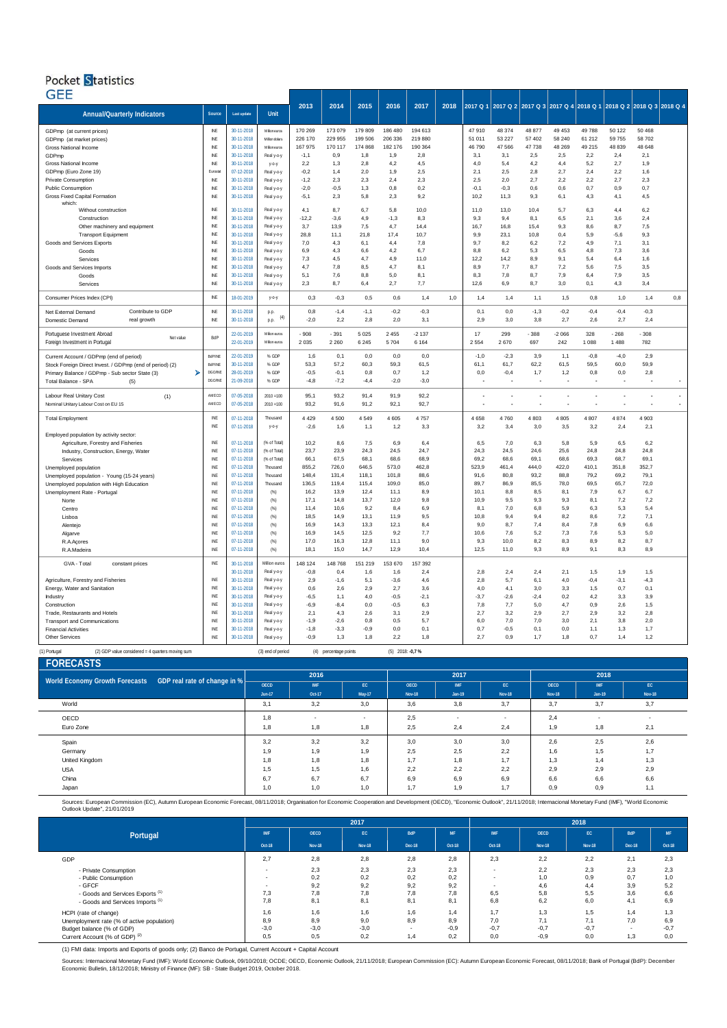# Pocket Statistics

## GEE

| Annual/Quarterly Indicators | Source | Last update | Unit | 2013 | 2014 | 2015 | 2016 | 2017 | 2018 | 2017 Q 1 | 2017 Q 2 | 2017 Q 3 | 2017 Q 4 | 2018 Q 1 | 2018 Q 2 | 2018 Q 3 | 2018 Q 4 |
|---|---|---|---|---|---|---|---|---|---|---|---|---|---|---|---|---|---|
| GDPmp (at current prices) | INE | 30-11-2018 | Million euros | 170 269 | 173 079 | 179 809 | 186 480 | 194 613 | | 47 910 | 48 374 | 48 877 | 49 453 | 49 788 | 50 122 | 50 468 | |
| GDPmp (at market prices) | INE | 30-11-2018 | Million dollars | 226 170 | 229 955 | 199 506 | 206 336 | 219 880 | | 51 011 | 53 227 | 57 402 | 58 240 | 61 212 | 59 755 | 58 702 | |
| Gross National Income | INE | 30-11-2018 | Million euros | 167 975 | 170 117 | 174 868 | 182 176 | 190 364 | | 46 790 | 47 566 | 47 738 | 48 269 | 49 215 | 48 839 | 48 648 | |
| GDPmp | INE | 30-11-2018 | Real y-o-y | -1,1 | 0,9 | 1,8 | 1,9 | 2,8 | | 3,1 | 3,1 | 2,5 | 2,5 | 2,2 | 2,4 | 2,1 | |
| Gross National Income | INE | 30-11-2018 | y-o-y | 2,2 | 1,3 | 2,8 | 4,2 | 4,5 | | 4,0 | 5,4 | 4,2 | 4,4 | 5,2 | 2,7 | 1,9 | |
| GDPmp (Euro Zone 19) | Eurostat | 07-12-2018 | Real y-o-y | -0,2 | 1,4 | 2,0 | 1,9 | 2,5 | | 2,1 | 2,5 | 2,8 | 2,7 | 2,4 | 2,2 | 1,6 | |
| Private Consumption | INE | 30-11-2018 | Real y-o-y | -1,2 | 2,3 | 2,3 | 2,4 | 2,3 | | 2,5 | 2,0 | 2,7 | 2,2 | 2,2 | 2,7 | 2,3 | |
| Public Consumption | INE | 30-11-2018 | Real y-o-y | -2,0 | -0,5 | 1,3 | 0,8 | 0,2 | | -0,1 | -0,3 | 0,6 | 0,6 | 0,7 | 0,9 | 0,7 | |
| Gross Fixed Capital Formation | INE | 30-11-2018 | Real y-o-y | -5,1 | 2,3 | 5,8 | 2,3 | 9,2 | | 10,2 | 11,3 | 9,3 | 6,1 | 4,3 | 4,1 | 4,5 | |
| which: | | | | | | | | | | | | | | | | | |
| Without construction | INE | 30-11-2018 | Real y-o-y | 4,1 | 8,7 | 6,7 | 5,8 | 10,0 | | 11,0 | 13,0 | 10,4 | 5,7 | 6,3 | 4,4 | 6,2 | |
| Construction | INE | 30-11-2018 | Real y-o-y | -12,2 | -3,6 | 4,9 | -1,3 | 8,3 | | 9,3 | 9,4 | 8,1 | 6,5 | 2,1 | 3,6 | 2,4 | |
| Other machinery and equipment | INE | 30-11-2018 | Real y-o-y | 3,7 | 13,9 | 7,5 | 4,7 | 14,4 | | 16,7 | 16,8 | 15,4 | 9,3 | 8,6 | 8,7 | 7,5 | |
| Transport Equipment | INE | 30-11-2018 | Real y-o-y | 28,8 | 11,1 | 21,8 | 17,4 | 10,7 | | 9,9 | 23,1 | 10,8 | 0,4 | 5,9 | -5,6 | 9,3 | |
| Goods and Services Exports | INE | 30-11-2018 | Real y-o-y | 7,0 | 4,3 | 6,1 | 4,4 | 7,8 | | 9,7 | 8,2 | 6,2 | 7,2 | 4,9 | 7,1 | 3,1 | |
| Goods | INE | 30-11-2018 | Real y-o-y | 6,9 | 4,3 | 6,6 | 4,2 | 6,7 | | 8,8 | 6,2 | 5,3 | 6,5 | 4,8 | 7,3 | 3,6 | |
| Services | INE | 30-11-2018 | Real y-o-y | 7,3 | 4,5 | 4,7 | 4,9 | 11,0 | | 12,2 | 14,2 | 8,9 | 9,1 | 5,4 | 6,4 | 1,6 | |
| Goods and Services Imports | INE | 30-11-2018 | Real y-o-y | 4,7 | 7,8 | 8,5 | 4,7 | 8,1 | | 8,9 | 7,7 | 8,7 | 7,2 | 5,6 | 7,5 | 3,5 | |
| Goods | INE | 30-11-2018 | Real y-o-y | 5,1 | 7,6 | 8,8 | 5,0 | 8,1 | | 8,3 | 7,8 | 8,7 | 7,9 | 6,4 | 7,9 | 3,5 | |
| Services | INE | 30-11-2018 | Real y-o-y | 2,3 | 8,7 | 6,4 | 2,7 | 7,7 | | 12,6 | 6,9 | 8,7 | 3,0 | 0,1 | 4,3 | 3,4 | |
| Consumer Prices Index (CPI) | INE | 18-01-2019 | y-o-y | 0,3 | -0,3 | 0,5 | 0,6 | 1,4 | 1,0 | 1,4 | 1,4 | 1,1 | 1,5 | 0,8 | 1,0 | 1,4 | 0,8 |
| Net External Demand — Contribute to GDP | INE | 30-11-2018 | p.p. | 0,8 | -1,4 | -1,1 | -0,2 | -0,3 | | 0,1 | 0,0 | -1,3 | -0,2 | -0,4 | -0,4 | -0,3 | |
| Domestic Demand — real growth | INE | 30-11-2018 | p.p. (4) | -2,0 | 2,2 | 2,8 | 2,0 | 3,1 | | 2,9 | 3,0 | 3,8 | 2,7 | 2,6 | 2,7 | 2,4 | |
| Portuguese Investment Abroad — Net value | BdP | 22-01-2019 | Million euros | - 908 | - 391 | 5 025 | 2 455 | -2 137 | | 17 | 299 | - 388 | -2 066 | 328 | - 268 | - 308 | |
| Foreign Investment in Portugal — Net value | BdP | 22-01-2019 | Million euros | 2 035 | 2 260 | 6 245 | 5 704 | 6 164 | | 2 554 | 2 670 | 697 | 242 | 1 088 | 1 488 | 782 | |
| Current Account / GDPmp (end of period) | BdP/INE | 22-01-2019 | % GDP | 1,6 | 0,1 | 0,0 | 0,0 | 0,0 | | -1,0 | -2,3 | 3,9 | 1,1 | -0,8 | -4,0 | 2,9 | |
| Stock Foreign Direct Invest. / GDPmp (end of period) (2) | BdP/INE | 30-11-2018 | % GDP | 53,3 | 57,2 | 60,3 | 59,3 | 61,5 | | 61,1 | 61,7 | 62,2 | 61,5 | 59,5 | 60,0 | 59,9 | |
| Primary Balance / GDPmp - Sub sector State (3) | DGO/INE | 28-01-2019 | % GDP | -0,5 | -0,1 | 0,8 | 0,7 | 1,2 | | 0,0 | -0,4 | 1,7 | 1,2 | 0,8 | 0,0 | 2,8 | |
| Total Balance - SPA (5) | DGO/INE | 21-09-2018 | % GDP | -4,8 | -7,2 | -4,4 | -2,0 | -3,0 | | - | - | - | - | - | - | - | - |
| Labour Real Unitary Cost (1) | AMECO | 07-05-2018 | 2010 =100 | 95,1 | 93,2 | 91,4 | 91,9 | 92,2 | | - | - | - | - | - | - | - | - |
| Nominal Unitary Labour Cost on EU 15 | AMECO | 07-05-2018 | 2010 =100 | 93,2 | 91,6 | 91,2 | 92,1 | 92,7 | | - | - | - | - | - | - | - | - |
| Total Employment | INE | 07-11-2018 | Thousand | 4 429 | 4 500 | 4 549 | 4 605 | 4 757 | | 4 658 | 4 760 | 4 803 | 4 805 | 4 807 | 4 874 | 4 903 | |
| | INE | 07-11-2018 | y-o-y | -2,6 | 1,6 | 1,1 | 1,2 | 3,3 | | 3,2 | 3,4 | 3,0 | 3,5 | 3,2 | 2,4 | 2,1 | |
| Employed population by activity sector: | | | | | | | | | | | | | | | | | |
| Agriculture, Forestry and Fisheries | INE | 07-11-2018 | (% of Total) | 10,2 | 8,6 | 7,5 | 6,9 | 6,4 | | 6,5 | 7,0 | 6,3 | 5,8 | 5,9 | 6,5 | 6,2 | |
| Industry, Construction, Energy, Water | INE | 07-11-2018 | (% of Total) | 23,7 | 23,9 | 24,3 | 24,5 | 24,7 | | 24,3 | 24,5 | 24,6 | 25,6 | 24,8 | 24,8 | 24,8 | |
| Services | INE | 07-11-2018 | (% of Total) | 66,1 | 67,5 | 68,1 | 68,6 | 68,9 | | 69,2 | 68,6 | 69,1 | 68,6 | 69,3 | 68,7 | 69,1 | |
| Unemployed population | INE | 07-11-2018 | Thousand | 855,2 | 726,0 | 646,5 | 573,0 | 462,8 | | 523,9 | 461,4 | 444,0 | 422,0 | 410,1 | 351,8 | 352,7 | |
| Unemployed population - Young (15-24 years) | INE | 07-11-2018 | Thousand | 148,4 | 131,4 | 118,1 | 101,8 | 88,6 | | 91,6 | 80,8 | 93,2 | 88,8 | 79,2 | 69,2 | 79,1 | |
| Unemployed population with High Education | INE | 07-11-2018 | Thousand | 136,5 | 119,4 | 115,4 | 109,0 | 85,0 | | 89,7 | 86,9 | 85,5 | 78,0 | 69,5 | 65,7 | 72,0 | |
| Unemployment Rate - Portugal | INE | 07-11-2018 | (%) | 16,2 | 13,9 | 12,4 | 11,1 | 8,9 | | 10,1 | 8,8 | 8,5 | 8,1 | 7,9 | 6,7 | 6,7 | |
| Norte | INE | 07-11-2018 | (%) | 17,1 | 14,8 | 13,7 | 12,0 | 9,8 | | 10,9 | 9,5 | 9,3 | 9,3 | 8,1 | 7,2 | 7,2 | |
| Centro | INE | 07-11-2018 | (%) | 11,4 | 10,6 | 9,2 | 8,4 | 6,9 | | 8,1 | 7,0 | 6,8 | 5,9 | 6,3 | 5,3 | 5,4 | |
| Lisboa | INE | 07-11-2018 | (%) | 18,5 | 14,9 | 13,1 | 11,9 | 9,5 | | 10,8 | 9,4 | 8,2 | 8,6 | 7,2 | 7,1 | | |
| Alentejo | INE | 07-11-2018 | (%) | 16,9 | 14,3 | 13,3 | 12,1 | 8,4 | | 9,0 | 8,7 | 7,4 | 8,4 | 7,8 | 6,9 | 6,6 | |
| Algarve | INE | 07-11-2018 | (%) | 16,9 | 14,5 | 12,5 | 9,2 | 7,7 | | 10,6 | 7,6 | 5,2 | 7,3 | 7,6 | 5,3 | 5,0 | |
| R.A.Açores | INE | 07-11-2018 | (%) | 17,0 | 16,3 | 12,8 | 11,1 | 9,0 | | 9,3 | 10,0 | 8,2 | 8,3 | 8,9 | 8,3 | 8,7 | |
| R.A.Madeira | INE | 07-11-2018 | (%) | 18,1 | 15,0 | 14,7 | 12,9 | 10,4 | | 12,5 | 11,0 | 9,3 | 8,9 | 9,1 | 8,3 | 8,9 | |
| GVA - Total — constant prices | INE | 30-11-2018 | Million euros | 148 124 | 148 768 | 151 219 | 153 670 | 157 392 | | | | | | | | | |
| | | 30-11-2018 | Real y-o-y | -0,8 | 0,4 | 1,6 | 1,6 | 2,4 | | 2,8 | 2,4 | 2,4 | 2,1 | 1,5 | 1,9 | 1,5 | |
| Agriculture, Forestry and Fisheries | INE | 30-11-2018 | Real y-o-y | 2,9 | -1,6 | 5,1 | -3,6 | 4,6 | | 2,8 | 5,7 | 6,1 | 4,0 | -0,4 | -3,1 | -4,3 | |
| Energy, Water and Sanitation | INE | 30-11-2018 | Real y-o-y | 0,6 | 2,6 | 2,9 | 2,7 | 3,6 | | 4,0 | 4,1 | 3,0 | 3,3 | 1,5 | 0,7 | 0,1 | |
| Industry | INE | 30-11-2018 | Real y-o-y | -6,5 | 1,1 | 4,0 | -0,5 | -2,1 | | -3,7 | -2,6 | -2,4 | 0,2 | 4,2 | 3,3 | 3,9 | |
| Construction | INE | 30-11-2018 | Real y-o-y | -6,9 | -8,4 | 0,0 | -0,5 | 6,3 | | 7,8 | 7,7 | 5,0 | 4,7 | 0,9 | 2,6 | 1,5 | |
| Trade, Restaurants and Hotels | INE | 30-11-2018 | Real y-o-y | 2,1 | 4,3 | 2,6 | 3,1 | 2,9 | | 2,7 | 3,2 | 2,9 | 2,7 | 2,9 | 3,2 | 2,8 | |
| Transport and Communications | INE | 30-11-2018 | Real y-o-y | -1,9 | -2,6 | 0,8 | 0,5 | 5,7 | | 6,0 | 7,0 | 7,0 | 3,0 | 2,1 | 3,8 | 2,0 | |
| Financial Activities | INE | 30-11-2018 | Real y-o-y | -1,8 | -3,3 | -0,9 | 0,0 | 0,1 | | 0,7 | -0,5 | 0,1 | 0,0 | 1,1 | 1,3 | 1,7 | |
| Other Services | INE | 30-11-2018 | Real y-o-y | -0,9 | 1,3 | 1,8 | 2,2 | 1,8 | | 2,7 | 0,9 | 1,7 | 1,8 | 0,7 | 1,4 | 1,2 | |

(1) Portugal (2) GDP value considered = 4 quarters moving sum (3) end of period (4) percentage points (5) 2018: -0,7 %

## FORECASTS

| World Economy Growth Forecasts — GDP real rate of change in % | 2016 | | | 2017 | | | 2018 | | |
|---|---|---|---|---|---|---|---|---|---|
| | OECD | IMF | EC | OECD | IMF | EC | OECD | IMF | EC |
| | Jun-17 | Oct-17 | May-17 | Nov-18 | Jan-19 | Nov-18 | Nov-18 | Jan-19 | Nov-18 |
| World | 3,1 | 3,2 | 3,0 | 3,6 | 3,8 | 3,7 | 3,7 | 3,7 | 3,7 |
| OECD | 1,8 | - | - | 2,5 | - | - | 2,4 | - | - |
| Euro Zone | 1,8 | 1,8 | 1,8 | 2,5 | 2,4 | 2,4 | 1,9 | 1,8 | 2,1 |
| Spain | 3,2 | 3,2 | 3,2 | 3,0 | 3,0 | 3,0 | 2,6 | 2,5 | 2,6 |
| Germany | 1,9 | 1,9 | 1,9 | 2,5 | 2,5 | 2,2 | 1,6 | 1,5 | 1,7 |
| United Kingdom | 1,8 | 1,8 | 1,8 | 1,7 | 1,8 | 1,7 | 1,3 | 1,4 | 1,3 |
| USA | 1,5 | 1,5 | 1,6 | 2,2 | 2,2 | 2,2 | 2,9 | 2,9 | 2,9 |
| China | 6,7 | 6,7 | 6,7 | 6,9 | 6,9 | 6,9 | 6,6 | 6,6 | 6,6 |
| Japan | 1,0 | 1,0 | 1,0 | 1,7 | 1,9 | 1,7 | 0,9 | 0,9 | 1,1 |

Sources: European Commission (EC), Autumn European Economic Forecast, 08/11/2018; Organisation for Economic Cooperation and Development (OECD), "Economic Outlook", 21/11/2018; Internacional Monetary Fund (IMF), "World Economic Outlook Update", 21/01/2019

| Portugal | 2017 | | | | | 2018 | | | | |
|---|---|---|---|---|---|---|---|---|---|---|
| | IMF | OECD | EC | BdP | MF | IMF | OECD | EC | BdP | MF |
| | Oct-18 | Nov-18 | Nov-18 | Dec-18 | Oct-18 | Oct-18 | Nov-18 | Nov-18 | Dec-18 | Oct-18 |
| GDP | 2,7 | 2,8 | 2,8 | 2,8 | 2,8 | 2,3 | 2,2 | 2,2 | 2,1 | 2,3 |
| - Private Consumption | - | 2,3 | 2,3 | 2,3 | 2,3 | - | 2,2 | 2,3 | 2,3 | 2,3 |
| - Public Consumption | - | 0,2 | 0,2 | 0,2 | 0,2 | - | 1,0 | 0,9 | 0,7 | 1,0 |
| - GFCF | - | 9,2 | 9,2 | 9,2 | 9,2 | - | 4,6 | 4,4 | 3,9 | 5,2 |
| - Goods and Services Exports (1) | 7,3 | 7,8 | 7,8 | 7,8 | 7,8 | 6,5 | 5,8 | 5,5 | 3,6 | 6,6 |
| - Goods and Services Imports (1) | 7,8 | 8,1 | 8,1 | 8,1 | 8,1 | 6,8 | 6,2 | 6,0 | 4,1 | 6,9 |
| HCPI (rate of change) | 1,6 | 1,6 | 1,6 | 1,6 | 1,4 | 1,7 | 1,3 | 1,5 | 1,4 | 1,3 |
| Unemployment rate (% of active population) | 8,9 | 8,9 | 9,0 | 8,9 | 8,9 | 7,0 | 7,1 | 7,1 | 7,0 | 6,9 |
| Budget balance (% of GDP) | -3,0 | -3,0 | -3,0 | - | -0,9 | -0,7 | -0,7 | -0,7 | - | -0,7 |
| Current Account (% of GDP) (2) | 0,5 | 0,5 | 0,2 | 1,4 | 0,2 | 0,0 | -0,9 | 0,0 | 1,3 | 0,0 |

(1) FMI data: Imports and Exports of goods only; (2) Banco de Portugal, Current Account + Capital Account

Sources: Internacional Monetary Fund (IMF): World Economic Outlook, 09/10/2018; OCDE; OECD, Economic Outlook, 21/11/2018; European Commission (EC): Autumn European Economic Forecast, 08/11/2018; Bank of Portugal (BdP): December Economic Bulletin, 18/12/2018; Ministry of Finance (MF): SB - State Budget 2019, October 2018.